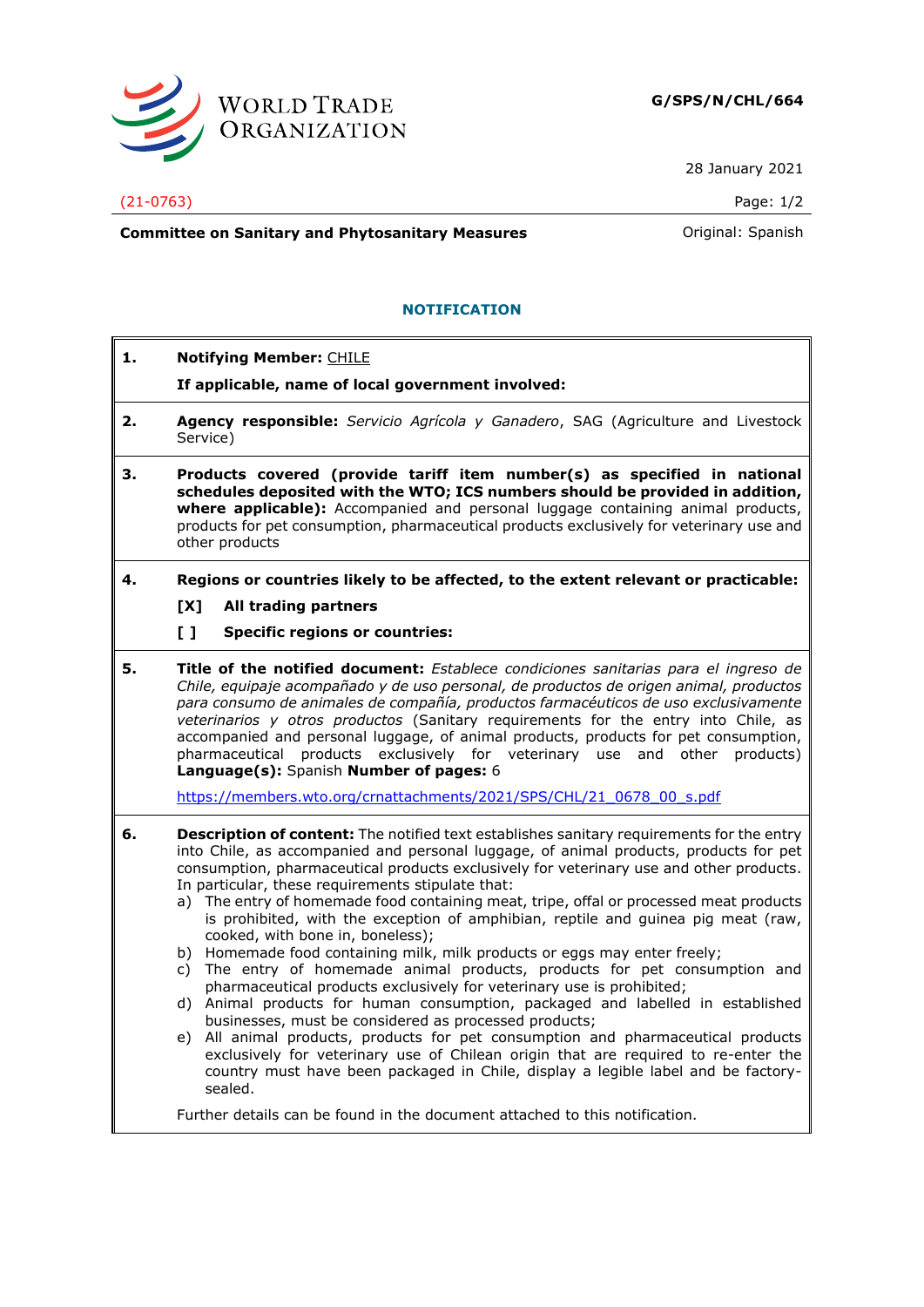WORLD TRADE ORGANIZATION

**G/SPS/N/CHL/664**

28 January 2021

(21-0763)

**Committee on Sanitary and Phytosanitary Measures**

Original: Spanish

## NOTIFICATION

**1. Notifying Member:** CHILE

**If applicable, name of local government involved:**

**2. Agency responsible:** *Servicio Agrícola y Ganadero*, SAG (Agriculture and Livestock Service)

**3. Products covered (provide tariff item number(s) as specified in national schedules deposited with the WTO; ICS numbers should be provided in addition, where applicable):** Accompanied and personal luggage containing animal products, products for pet consumption, pharmaceutical products exclusively for veterinary use and other products

**4. Regions or countries likely to be affected, to the extent relevant or practicable:**

**[X] All trading partners**

**[ ] Specific regions or countries:**

**5. Title of the notified document:** *Establece condiciones sanitarias para el ingreso de Chile, equipaje acompañado y de uso personal, de productos de origen animal, productos para consumo de animales de compañía, productos farmacéuticos de uso exclusivamente veterinarios y otros productos* (Sanitary requirements for the entry into Chile, as accompanied and personal luggage, of animal products, products for pet consumption, pharmaceutical products exclusively for veterinary use and other products) **Language(s):** Spanish **Number of pages:** 6

https://members.wto.org/crnattachments/2021/SPS/CHL/21_0678_00_s.pdf

**6. Description of content:** The notified text establishes sanitary requirements for the entry into Chile, as accompanied and personal luggage, of animal products, products for pet consumption, pharmaceutical products exclusively for veterinary use and other products. In particular, these requirements stipulate that:

a) The entry of homemade food containing meat, tripe, offal or processed meat products is prohibited, with the exception of amphibian, reptile and guinea pig meat (raw, cooked, with bone in, boneless);
b) Homemade food containing milk, milk products or eggs may enter freely;
c) The entry of homemade animal products, products for pet consumption and pharmaceutical products exclusively for veterinary use is prohibited;
d) Animal products for human consumption, packaged and labelled in established businesses, must be considered as processed products;
e) All animal products, products for pet consumption and pharmaceutical products exclusively for veterinary use of Chilean origin that are required to re-enter the country must have been packaged in Chile, display a legible label and be factory-sealed.

Further details can be found in the document attached to this notification.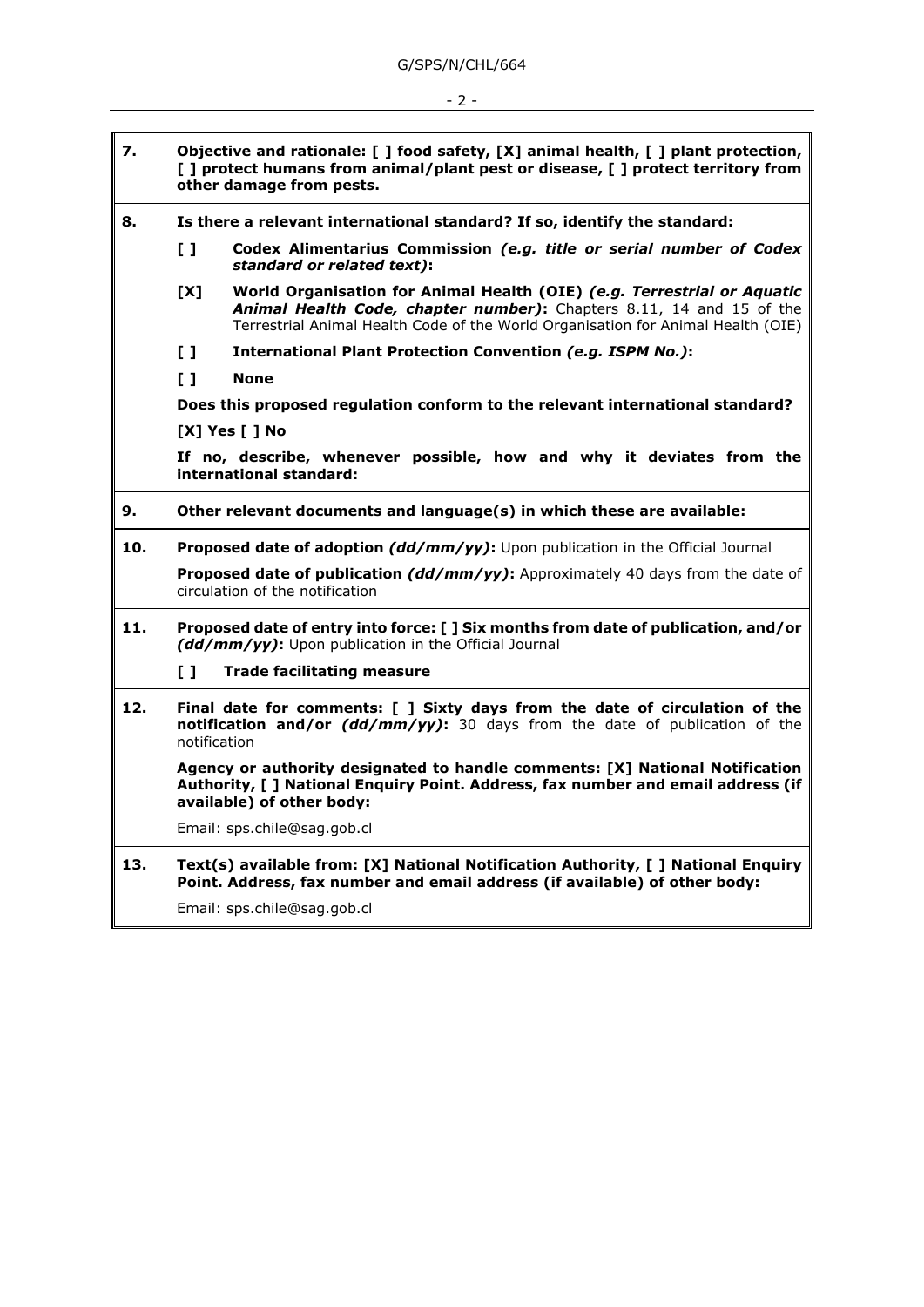**7. Objective and rationale: [ ] food safety, [X] animal health, [ ] plant protection, [ ] protect humans from animal/plant pest or disease, [ ] protect territory from other damage from pests.**

**8. Is there a relevant international standard? If so, identify the standard:**

**[ ] Codex Alimentarius Commission *(e.g. title or serial number of Codex standard or related text)*:**

**[X] World Organisation for Animal Health (OIE) *(e.g. Terrestrial or Aquatic Animal Health Code, chapter number)*:** Chapters 8.11, 14 and 15 of the Terrestrial Animal Health Code of the World Organisation for Animal Health (OIE)

**[ ] International Plant Protection Convention *(e.g. ISPM No.)*:**

**[ ] None**

**Does this proposed regulation conform to the relevant international standard?**

**[X] Yes [ ] No**

**If no, describe, whenever possible, how and why it deviates from the international standard:**

**9. Other relevant documents and language(s) in which these are available:**

**10. Proposed date of adoption *(dd/mm/yy)*:** Upon publication in the Official Journal

**Proposed date of publication *(dd/mm/yy)*:** Approximately 40 days from the date of circulation of the notification

**11. Proposed date of entry into force: [ ] Six months from date of publication, and/or *(dd/mm/yy)*:** Upon publication in the Official Journal

**[ ] Trade facilitating measure**

**12. Final date for comments: [ ] Sixty days from the date of circulation of the notification and/or *(dd/mm/yy)*:** 30 days from the date of publication of the notification

**Agency or authority designated to handle comments: [X] National Notification Authority, [ ] National Enquiry Point. Address, fax number and email address (if available) of other body:**

Email: sps.chile@sag.gob.cl

**13. Text(s) available from: [X] National Notification Authority, [ ] National Enquiry Point. Address, fax number and email address (if available) of other body:**

Email: sps.chile@sag.gob.cl